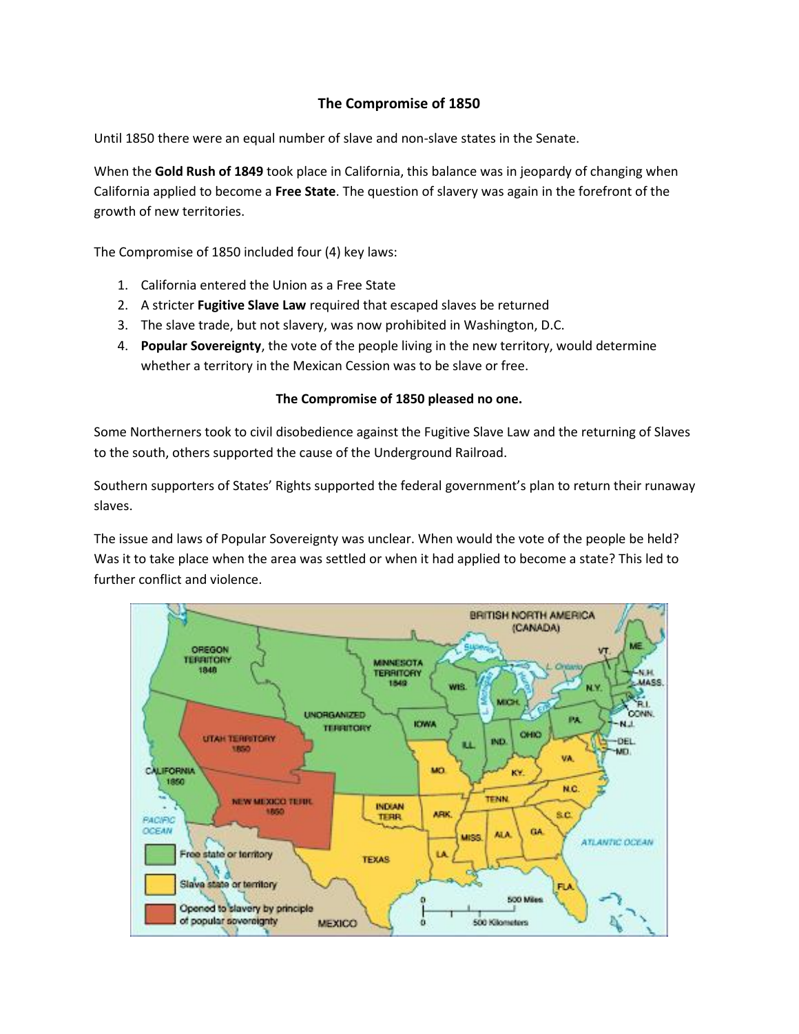# The Compromise of 1850

Until 1850 there were an equal number of slave and non-slave states in the Senate.

When the **Gold Rush of 1849** took place in California, this balance was in jeopardy of changing when California applied to become a **Free State**. The question of slavery was again in the forefront of the growth of new territories.

The Compromise of 1850 included four (4) key laws:

1. California entered the Union as a Free State
2. A stricter **Fugitive Slave Law** required that escaped slaves be returned
3. The slave trade, but not slavery, was now prohibited in Washington, D.C.
4. **Popular Sovereignty**, the vote of the people living in the new territory, would determine whether a territory in the Mexican Cession was to be slave or free.

**The Compromise of 1850 pleased no one.**

Some Northerners took to civil disobedience against the Fugitive Slave Law and the returning of Slaves to the south, others supported the cause of the Underground Railroad.

Southern supporters of States' Rights supported the federal government's plan to return their runaway slaves.

The issue and laws of Popular Sovereignty was unclear. When would the vote of the people be held? Was it to take place when the area was settled or when it had applied to become a state? This led to further conflict and violence.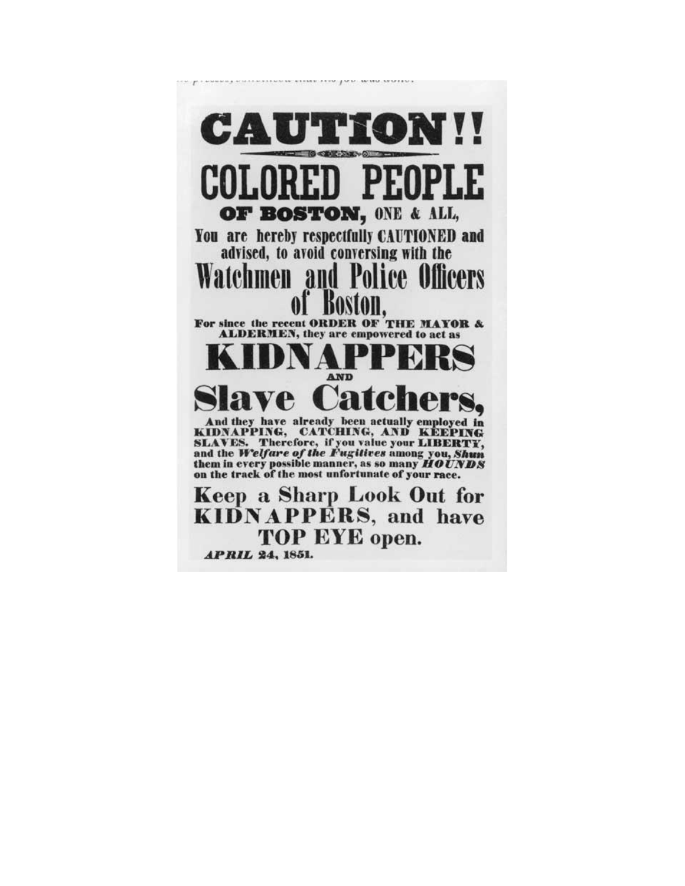# CAUTION!!

# COLORED PEOPLE

## OF BOSTON, ONE & ALL,

You are hereby respectfully CAUTIONED and advised, to avoid conversing with the

## Watchmen and Police Officers of Boston,

For since the recent **ORDER OF THE MAYOR & ALDERMEN**, they are empowered to act as

# KIDNAPPERS

AND

# Slave Catchers,

And they have already been actually employed in KIDNAPPING, CATCHING, AND KEEPING SLAVES. Therefore, if you value your LIBERTY, and the ***Welfare of the Fugitives*** among you, ***Shun*** them in every possible manner, as so many ***HOUNDS*** on the track of the most unfortunate of your race.

## Keep a Sharp Look Out for KIDNAPPERS, and have TOP EYE open.

***APRIL 24, 1851.***